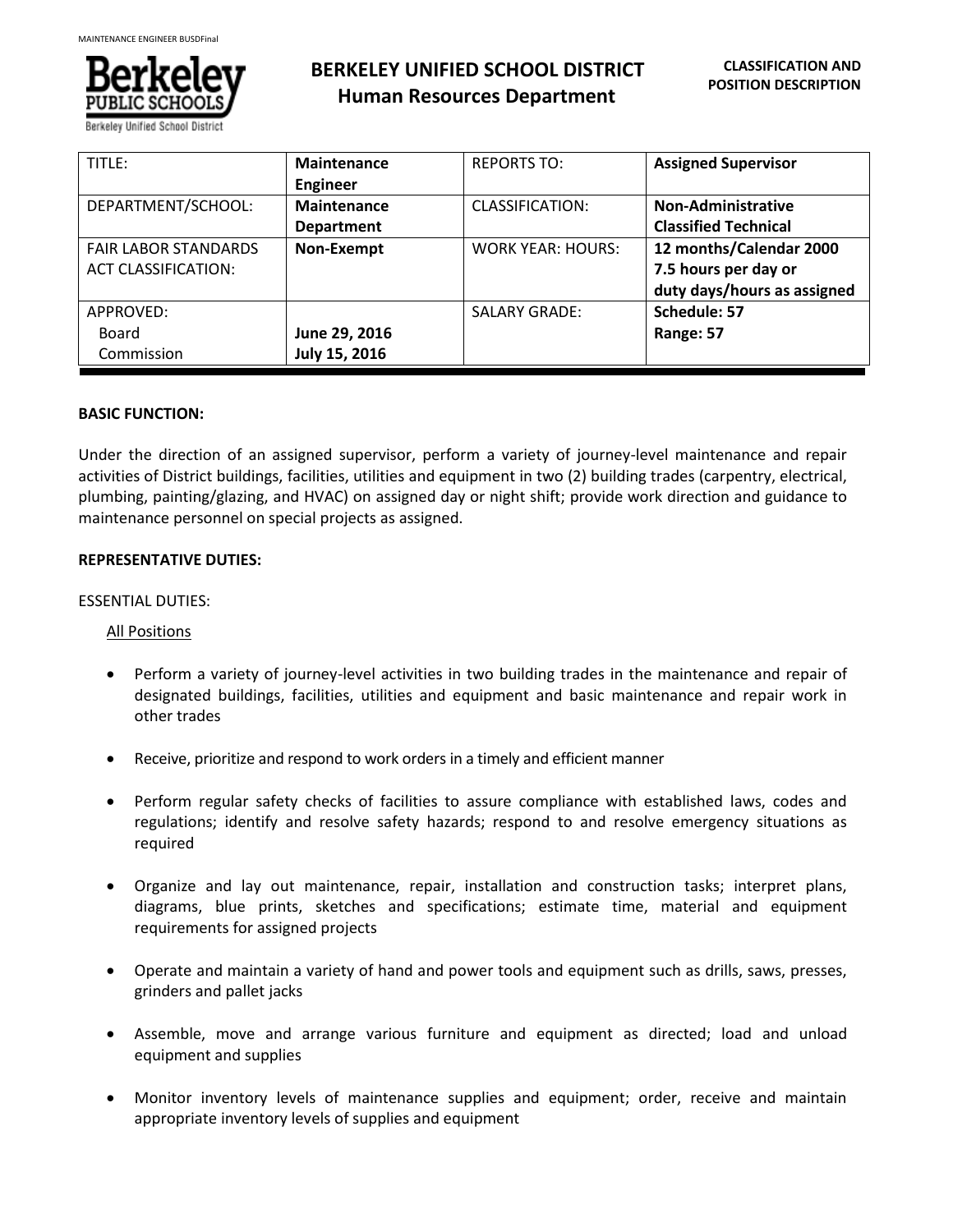# BERKELEY UNIFIED SCHOOL DISTRICT
## Human Resources Department

**CLASSIFICATION AND POSITION DESCRIPTION**

| TITLE: | **Maintenance Engineer** | REPORTS TO: | **Assigned Supervisor** |
|---|---|---|---|
| DEPARTMENT/SCHOOL: | **Maintenance Department** | CLASSIFICATION: | **Non-Administrative Classified Technical** |
| FAIR LABOR STANDARDS ACT CLASSIFICATION: | **Non-Exempt** | WORK YEAR: HOURS: | **12 months/Calendar 2000 7.5 hours per day or duty days/hours as assigned** |
| APPROVED: Board Commission | **June 29, 2016 July 15, 2016** | SALARY GRADE: | **Schedule: 57 Range: 57** |

**BASIC FUNCTION:**

Under the direction of an assigned supervisor, perform a variety of journey-level maintenance and repair activities of District buildings, facilities, utilities and equipment in two (2) building trades (carpentry, electrical, plumbing, painting/glazing, and HVAC) on assigned day or night shift; provide work direction and guidance to maintenance personnel on special projects as assigned.

**REPRESENTATIVE DUTIES:**

ESSENTIAL DUTIES:

All Positions

- Perform a variety of journey-level activities in two building trades in the maintenance and repair of designated buildings, facilities, utilities and equipment and basic maintenance and repair work in other trades
- Receive, prioritize and respond to work orders in a timely and efficient manner
- Perform regular safety checks of facilities to assure compliance with established laws, codes and regulations; identify and resolve safety hazards; respond to and resolve emergency situations as required
- Organize and lay out maintenance, repair, installation and construction tasks; interpret plans, diagrams, blue prints, sketches and specifications; estimate time, material and equipment requirements for assigned projects
- Operate and maintain a variety of hand and power tools and equipment such as drills, saws, presses, grinders and pallet jacks
- Assemble, move and arrange various furniture and equipment as directed; load and unload equipment and supplies
- Monitor inventory levels of maintenance supplies and equipment; order, receive and maintain appropriate inventory levels of supplies and equipment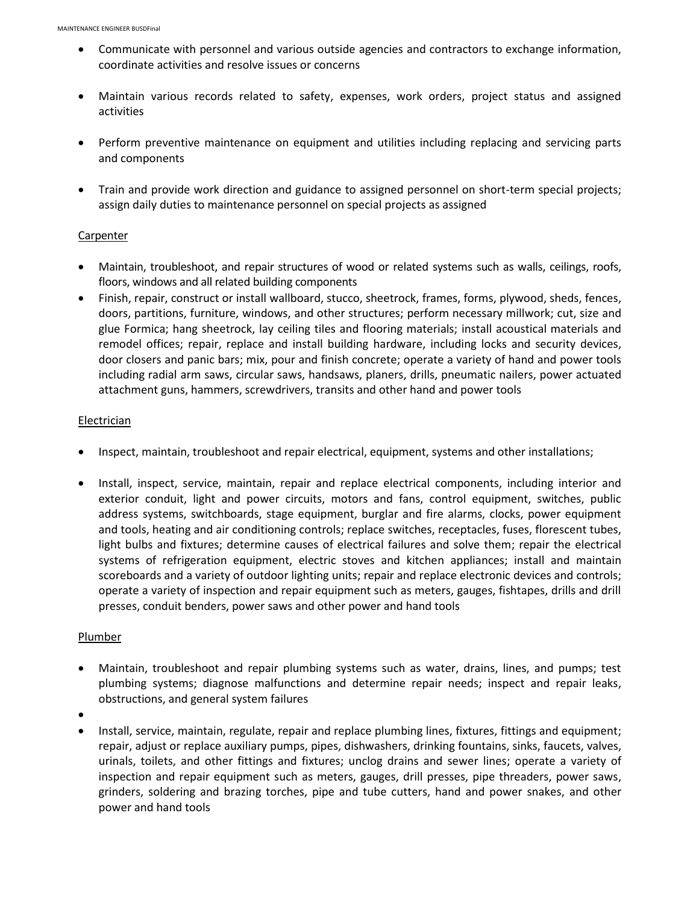- Communicate with personnel and various outside agencies and contractors to exchange information, coordinate activities and resolve issues or concerns

- Maintain various records related to safety, expenses, work orders, project status and assigned activities

- Perform preventive maintenance on equipment and utilities including replacing and servicing parts and components

- Train and provide work direction and guidance to assigned personnel on short-term special projects; assign daily duties to maintenance personnel on special projects as assigned

<u>Carpenter</u>

- Maintain, troubleshoot, and repair structures of wood or related systems such as walls, ceilings, roofs, floors, windows and all related building components
- Finish, repair, construct or install wallboard, stucco, sheetrock, frames, forms, plywood, sheds, fences, doors, partitions, furniture, windows, and other structures; perform necessary millwork; cut, size and glue Formica; hang sheetrock, lay ceiling tiles and flooring materials; install acoustical materials and remodel offices; repair, replace and install building hardware, including locks and security devices, door closers and panic bars; mix, pour and finish concrete; operate a variety of hand and power tools including radial arm saws, circular saws, handsaws, planers, drills, pneumatic nailers, power actuated attachment guns, hammers, screwdrivers, transits and other hand and power tools

<u>Electrician</u>

- Inspect, maintain, troubleshoot and repair electrical, equipment, systems and other installations;

- Install, inspect, service, maintain, repair and replace electrical components, including interior and exterior conduit, light and power circuits, motors and fans, control equipment, switches, public address systems, switchboards, stage equipment, burglar and fire alarms, clocks, power equipment and tools, heating and air conditioning controls; replace switches, receptacles, fuses, florescent tubes, light bulbs and fixtures; determine causes of electrical failures and solve them; repair the electrical systems of refrigeration equipment, electric stoves and kitchen appliances; install and maintain scoreboards and a variety of outdoor lighting units; repair and replace electronic devices and controls; operate a variety of inspection and repair equipment such as meters, gauges, fishtapes, drills and drill presses, conduit benders, power saws and other power and hand tools

<u>Plumber</u>

- Maintain, troubleshoot and repair plumbing systems such as water, drains, lines, and pumps; test plumbing systems; diagnose malfunctions and determine repair needs; inspect and repair leaks, obstructions, and general system failures
- 
- Install, service, maintain, regulate, repair and replace plumbing lines, fixtures, fittings and equipment; repair, adjust or replace auxiliary pumps, pipes, dishwashers, drinking fountains, sinks, faucets, valves, urinals, toilets, and other fittings and fixtures; unclog drains and sewer lines; operate a variety of inspection and repair equipment such as meters, gauges, drill presses, pipe threaders, power saws, grinders, soldering and brazing torches, pipe and tube cutters, hand and power snakes, and other power and hand tools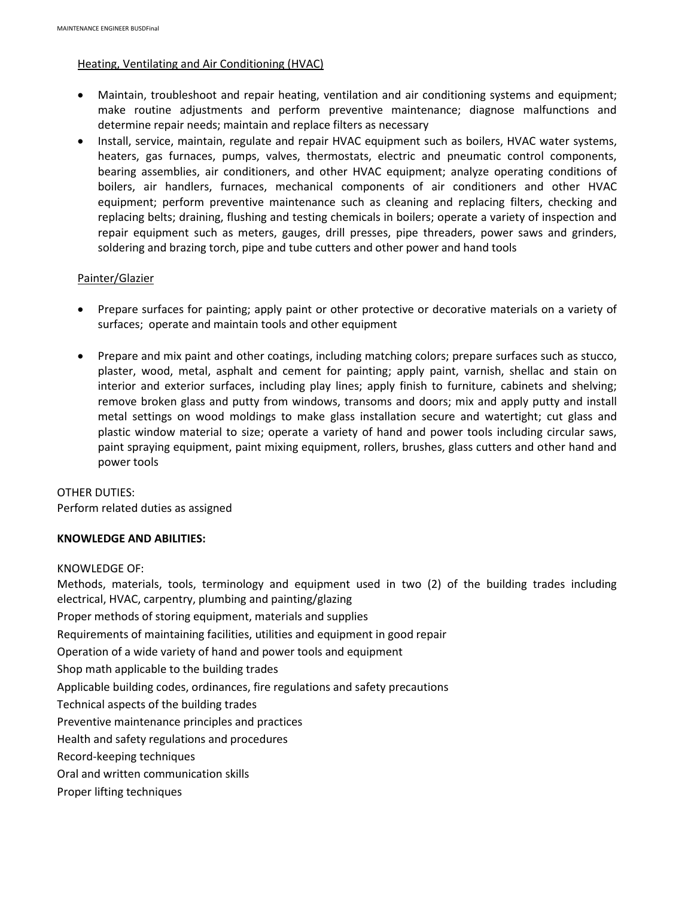Heating, Ventilating and Air Conditioning (HVAC)

- Maintain, troubleshoot and repair heating, ventilation and air conditioning systems and equipment; make routine adjustments and perform preventive maintenance; diagnose malfunctions and determine repair needs; maintain and replace filters as necessary
- Install, service, maintain, regulate and repair HVAC equipment such as boilers, HVAC water systems, heaters, gas furnaces, pumps, valves, thermostats, electric and pneumatic control components, bearing assemblies, air conditioners, and other HVAC equipment; analyze operating conditions of boilers, air handlers, furnaces, mechanical components of air conditioners and other HVAC equipment; perform preventive maintenance such as cleaning and replacing filters, checking and replacing belts; draining, flushing and testing chemicals in boilers; operate a variety of inspection and repair equipment such as meters, gauges, drill presses, pipe threaders, power saws and grinders, soldering and brazing torch, pipe and tube cutters and other power and hand tools

Painter/Glazier

- Prepare surfaces for painting; apply paint or other protective or decorative materials on a variety of surfaces; operate and maintain tools and other equipment
- Prepare and mix paint and other coatings, including matching colors; prepare surfaces such as stucco, plaster, wood, metal, asphalt and cement for painting; apply paint, varnish, shellac and stain on interior and exterior surfaces, including play lines; apply finish to furniture, cabinets and shelving; remove broken glass and putty from windows, transoms and doors; mix and apply putty and install metal settings on wood moldings to make glass installation secure and watertight; cut glass and plastic window material to size; operate a variety of hand and power tools including circular saws, paint spraying equipment, paint mixing equipment, rollers, brushes, glass cutters and other hand and power tools

OTHER DUTIES:
Perform related duties as assigned

**KNOWLEDGE AND ABILITIES:**

KNOWLEDGE OF:

Methods, materials, tools, terminology and equipment used in two (2) of the building trades including electrical, HVAC, carpentry, plumbing and painting/glazing

Proper methods of storing equipment, materials and supplies

Requirements of maintaining facilities, utilities and equipment in good repair

Operation of a wide variety of hand and power tools and equipment

Shop math applicable to the building trades

Applicable building codes, ordinances, fire regulations and safety precautions

Technical aspects of the building trades

Preventive maintenance principles and practices

Health and safety regulations and procedures

Record-keeping techniques

Oral and written communication skills

Proper lifting techniques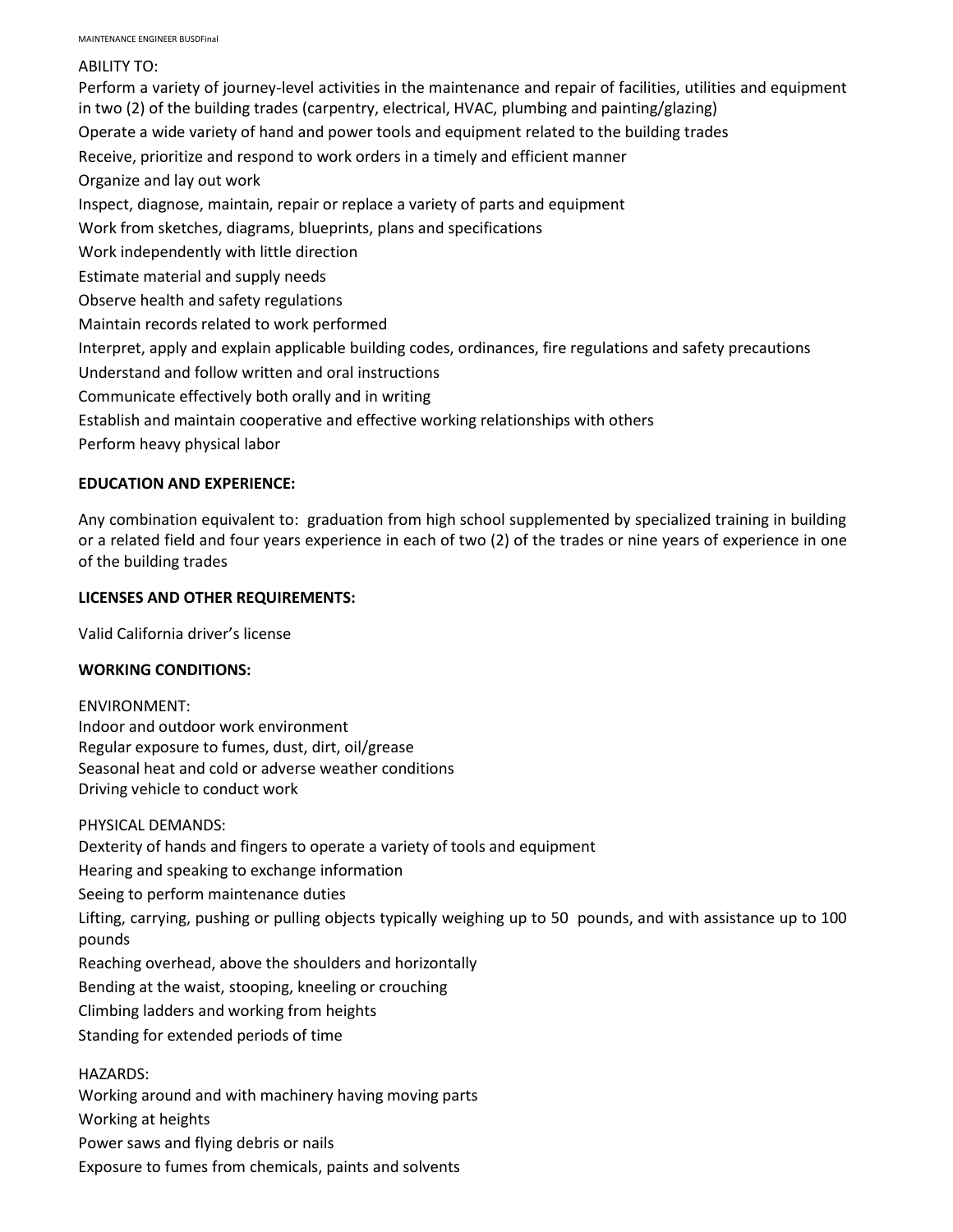ABILITY TO:

Perform a variety of journey-level activities in the maintenance and repair of facilities, utilities and equipment in two (2) of the building trades (carpentry, electrical, HVAC, plumbing and painting/glazing)

Operate a wide variety of hand and power tools and equipment related to the building trades

Receive, prioritize and respond to work orders in a timely and efficient manner

Organize and lay out work

Inspect, diagnose, maintain, repair or replace a variety of parts and equipment

Work from sketches, diagrams, blueprints, plans and specifications

Work independently with little direction

Estimate material and supply needs

Observe health and safety regulations

Maintain records related to work performed

Interpret, apply and explain applicable building codes, ordinances, fire regulations and safety precautions

Understand and follow written and oral instructions

Communicate effectively both orally and in writing

Establish and maintain cooperative and effective working relationships with others

Perform heavy physical labor

**EDUCATION AND EXPERIENCE:**

Any combination equivalent to: graduation from high school supplemented by specialized training in building or a related field and four years experience in each of two (2) of the trades or nine years of experience in one of the building trades

**LICENSES AND OTHER REQUIREMENTS:**

Valid California driver's license

**WORKING CONDITIONS:**

ENVIRONMENT:

Indoor and outdoor work environment

Regular exposure to fumes, dust, dirt, oil/grease

Seasonal heat and cold or adverse weather conditions

Driving vehicle to conduct work

PHYSICAL DEMANDS:

Dexterity of hands and fingers to operate a variety of tools and equipment

Hearing and speaking to exchange information

Seeing to perform maintenance duties

Lifting, carrying, pushing or pulling objects typically weighing up to 50 pounds, and with assistance up to 100 pounds

Reaching overhead, above the shoulders and horizontally

Bending at the waist, stooping, kneeling or crouching

Climbing ladders and working from heights

Standing for extended periods of time

HAZARDS:

Working around and with machinery having moving parts

Working at heights

Power saws and flying debris or nails

Exposure to fumes from chemicals, paints and solvents